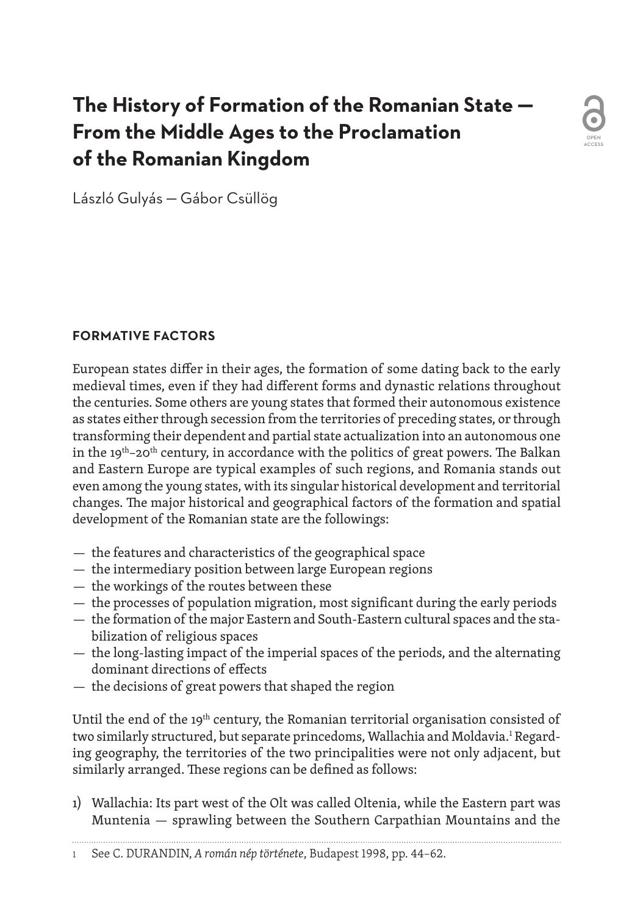# The History of Formation of the Romanian State — From the Middle Ages to the Proclamation of the Romanian Kingdom

László Gulyás — Gábor Csüllög

## FORMATIVE FACTORS

European states differ in their ages, the formation of some dating back to the early medieval times, even if they had different forms and dynastic relations throughout the centuries. Some others are young states that formed their autonomous existence as states either through secession from the territories of preceding states, or through transforming their dependent and partial state actualization into an autonomous one in the 19th–20th century, in accordance with the politics of great powers. The Balkan and Eastern Europe are typical examples of such regions, and Romania stands out even among the young states, with its singular historical development and territorial changes. The major historical and geographical factors of the formation and spatial development of the Romanian state are the followings:

- the features and characteristics of the geographical space
- the intermediary position between large European regions
- the workings of the routes between these
- the processes of population migration, most significant during the early periods
- the formation of the major Eastern and South-Eastern cultural spaces and the stabilization of religious spaces
- the long-lasting impact of the imperial spaces of the periods, and the alternating dominant directions of effects
- the decisions of great powers that shaped the region

Until the end of the 19th century, the Romanian territorial organisation consisted of two similarly structured, but separate princedoms, Wallachia and Moldavia.[1] Regarding geography, the territories of the two principalities were not only adjacent, but similarly arranged. These regions can be defined as follows:

1) Wallachia: Its part west of the Olt was called Oltenia, while the Eastern part was Muntenia — sprawling between the Southern Carpathian Mountains and the

[1] See C. DURANDIN, *A román nép története*, Budapest 1998, pp. 44–62.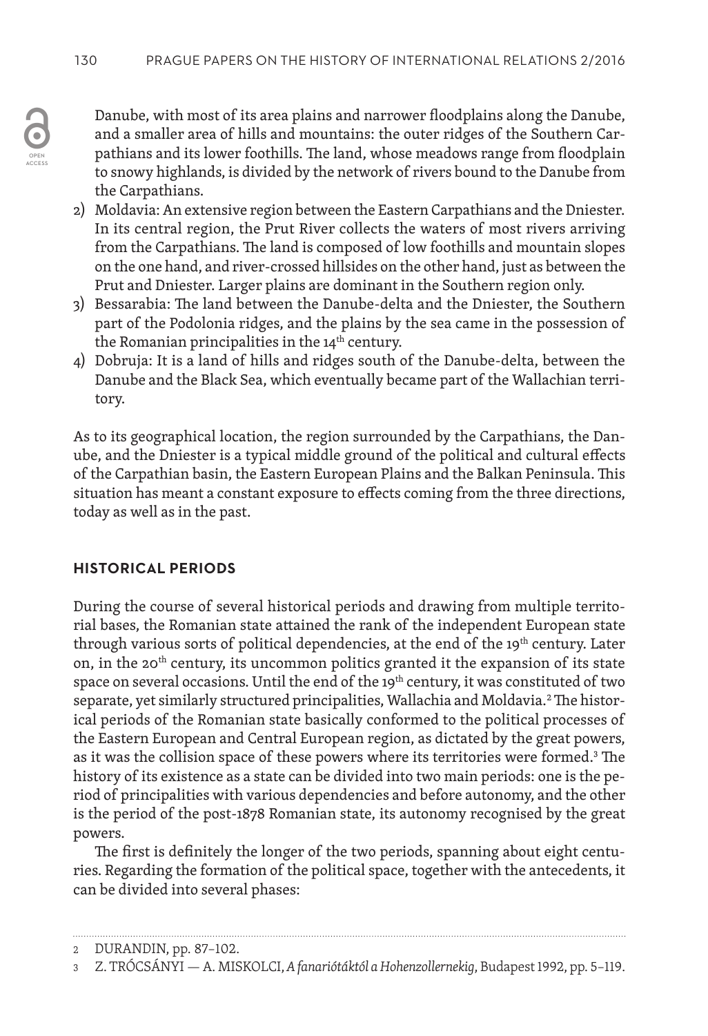Danube, with most of its area plains and narrower floodplains along the Danube, and a smaller area of hills and mountains: the outer ridges of the Southern Carpathians and its lower foothills. The land, whose meadows range from floodplain to snowy highlands, is divided by the network of rivers bound to the Danube from the Carpathians.

2) Moldavia: An extensive region between the Eastern Carpathians and the Dniester. In its central region, the Prut River collects the waters of most rivers arriving from the Carpathians. The land is composed of low foothills and mountain slopes on the one hand, and river-crossed hillsides on the other hand, just as between the Prut and Dniester. Larger plains are dominant in the Southern region only.
3) Bessarabia: The land between the Danube-delta and the Dniester, the Southern part of the Podolonia ridges, and the plains by the sea came in the possession of the Romanian principalities in the 14th century.
4) Dobruja: It is a land of hills and ridges south of the Danube-delta, between the Danube and the Black Sea, which eventually became part of the Wallachian territory.

As to its geographical location, the region surrounded by the Carpathians, the Danube, and the Dniester is a typical middle ground of the political and cultural effects of the Carpathian basin, the Eastern European Plains and the Balkan Peninsula. This situation has meant a constant exposure to effects coming from the three directions, today as well as in the past.

## HISTORICAL PERIODS

During the course of several historical periods and drawing from multiple territorial bases, the Romanian state attained the rank of the independent European state through various sorts of political dependencies, at the end of the 19th century. Later on, in the 20th century, its uncommon politics granted it the expansion of its state space on several occasions. Until the end of the 19th century, it was constituted of two separate, yet similarly structured principalities, Wallachia and Moldavia.[2] The historical periods of the Romanian state basically conformed to the political processes of the Eastern European and Central European region, as dictated by the great powers, as it was the collision space of these powers where its territories were formed.[3] The history of its existence as a state can be divided into two main periods: one is the period of principalities with various dependencies and before autonomy, and the other is the period of the post-1878 Romanian state, its autonomy recognised by the great powers.

The first is definitely the longer of the two periods, spanning about eight centuries. Regarding the formation of the political space, together with the antecedents, it can be divided into several phases:

---

2 DURANDIN, pp. 87–102.

3 Z. TRÓCSÁNYI — A. MISKOLCI, *A fanariótáktól a Hohenzollernekig*, Budapest 1992, pp. 5–119.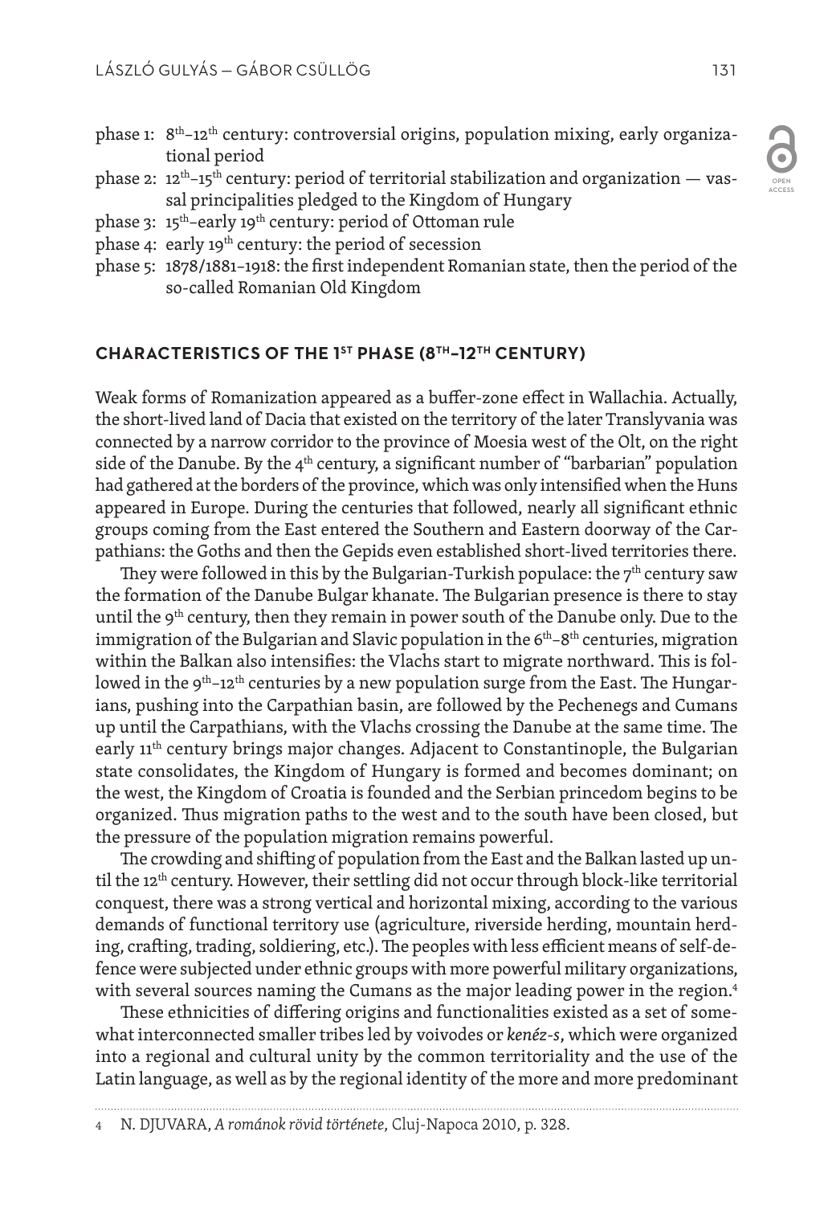phase 1: 8th–12th century: controversial origins, population mixing, early organizational period
phase 2: 12th–15th century: period of territorial stabilization and organization — vassal principalities pledged to the Kingdom of Hungary
phase 3: 15th–early 19th century: period of Ottoman rule
phase 4: early 19th century: the period of secession
phase 5: 1878/1881–1918: the first independent Romanian state, then the period of the so-called Romanian Old Kingdom

## CHARACTERISTICS OF THE 1ST PHASE (8TH–12TH CENTURY)

Weak forms of Romanization appeared as a buffer-zone effect in Wallachia. Actually, the short-lived land of Dacia that existed on the territory of the later Translyvania was connected by a narrow corridor to the province of Moesia west of the Olt, on the right side of the Danube. By the 4th century, a significant number of "barbarian" population had gathered at the borders of the province, which was only intensified when the Huns appeared in Europe. During the centuries that followed, nearly all significant ethnic groups coming from the East entered the Southern and Eastern doorway of the Carpathians: the Goths and then the Gepids even established short-lived territories there.

They were followed in this by the Bulgarian-Turkish populace: the 7th century saw the formation of the Danube Bulgar khanate. The Bulgarian presence is there to stay until the 9th century, then they remain in power south of the Danube only. Due to the immigration of the Bulgarian and Slavic population in the 6th–8th centuries, migration within the Balkan also intensifies: the Vlachs start to migrate northward. This is followed in the 9th–12th centuries by a new population surge from the East. The Hungarians, pushing into the Carpathian basin, are followed by the Pechenegs and Cumans up until the Carpathians, with the Vlachs crossing the Danube at the same time. The early 11th century brings major changes. Adjacent to Constantinople, the Bulgarian state consolidates, the Kingdom of Hungary is formed and becomes dominant; on the west, the Kingdom of Croatia is founded and the Serbian princedom begins to be organized. Thus migration paths to the west and to the south have been closed, but the pressure of the population migration remains powerful.

The crowding and shifting of population from the East and the Balkan lasted up until the 12th century. However, their settling did not occur through block-like territorial conquest, there was a strong vertical and horizontal mixing, according to the various demands of functional territory use (agriculture, riverside herding, mountain herding, crafting, trading, soldiering, etc.). The peoples with less efficient means of self-defence were subjected under ethnic groups with more powerful military organizations, with several sources naming the Cumans as the major leading power in the region.[4]

These ethnicities of differing origins and functionalities existed as a set of somewhat interconnected smaller tribes led by voivodes or *kenéz-s*, which were organized into a regional and cultural unity by the common territoriality and the use of the Latin language, as well as by the regional identity of the more and more predominant

4 N. DJUVARA, *A románok rövid története*, Cluj-Napoca 2010, p. 328.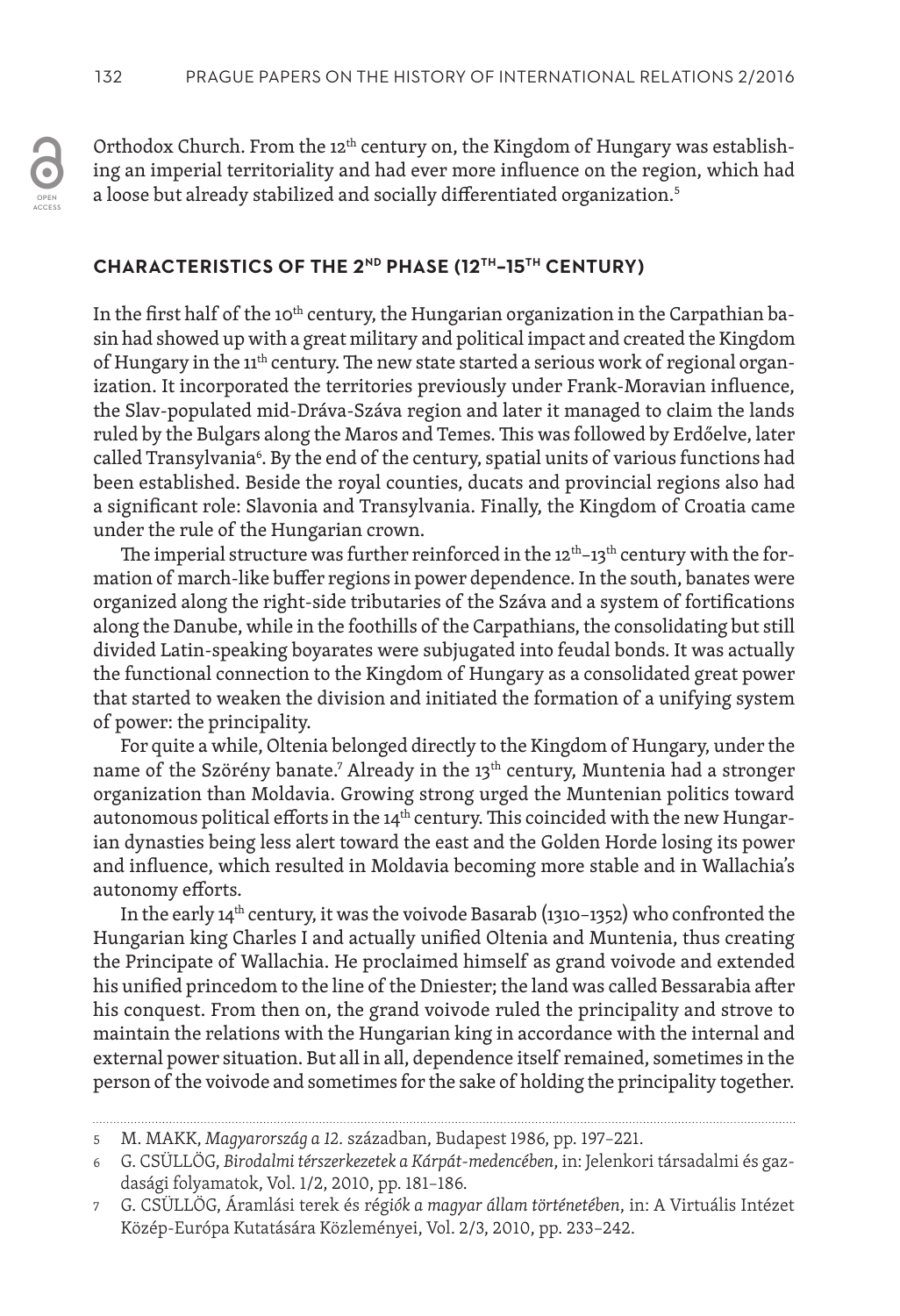Orthodox Church. From the 12th century on, the Kingdom of Hungary was establishing an imperial territoriality and had ever more influence on the region, which had a loose but already stabilized and socially differentiated organization.[5]

## CHARACTERISTICS OF THE 2ND PHASE (12TH–15TH CENTURY)

In the first half of the 10th century, the Hungarian organization in the Carpathian basin had showed up with a great military and political impact and created the Kingdom of Hungary in the 11th century. The new state started a serious work of regional organization. It incorporated the territories previously under Frank-Moravian influence, the Slav-populated mid-Dráva-Száva region and later it managed to claim the lands ruled by the Bulgars along the Maros and Temes. This was followed by Erdőelve, later called Transylvania[6]. By the end of the century, spatial units of various functions had been established. Beside the royal counties, ducats and provincial regions also had a significant role: Slavonia and Transylvania. Finally, the Kingdom of Croatia came under the rule of the Hungarian crown.

The imperial structure was further reinforced in the 12th–13th century with the formation of march-like buffer regions in power dependence. In the south, banates were organized along the right-side tributaries of the Száva and a system of fortifications along the Danube, while in the foothills of the Carpathians, the consolidating but still divided Latin-speaking boyarates were subjugated into feudal bonds. It was actually the functional connection to the Kingdom of Hungary as a consolidated great power that started to weaken the division and initiated the formation of a unifying system of power: the principality.

For quite a while, Oltenia belonged directly to the Kingdom of Hungary, under the name of the Szörény banate.[7] Already in the 13th century, Muntenia had a stronger organization than Moldavia. Growing strong urged the Muntenian politics toward autonomous political efforts in the 14th century. This coincided with the new Hungarian dynasties being less alert toward the east and the Golden Horde losing its power and influence, which resulted in Moldavia becoming more stable and in Wallachia's autonomy efforts.

In the early 14th century, it was the voivode Basarab (1310–1352) who confronted the Hungarian king Charles I and actually unified Oltenia and Muntenia, thus creating the Principate of Wallachia. He proclaimed himself as grand voivode and extended his unified princedom to the line of the Dniester; the land was called Bessarabia after his conquest. From then on, the grand voivode ruled the principality and strove to maintain the relations with the Hungarian king in accordance with the internal and external power situation. But all in all, dependence itself remained, sometimes in the person of the voivode and sometimes for the sake of holding the principality together.

---

5 M. MAKK, *Magyarország a 12. században*, Budapest 1986, pp. 197–221.

6 G. CSÜLLÖG, *Birodalmi térszerkezetek a Kárpát-medencében*, in: Jelenkori társadalmi és gazdasági folyamatok, Vol. 1/2, 2010, pp. 181–186.

7 G. CSÜLLÖG, Áramlási terek és *régiók a magyar állam történetében*, in: A Virtuális Intézet Közép-Európa Kutatására Közleményei, Vol. 2/3, 2010, pp. 233–242.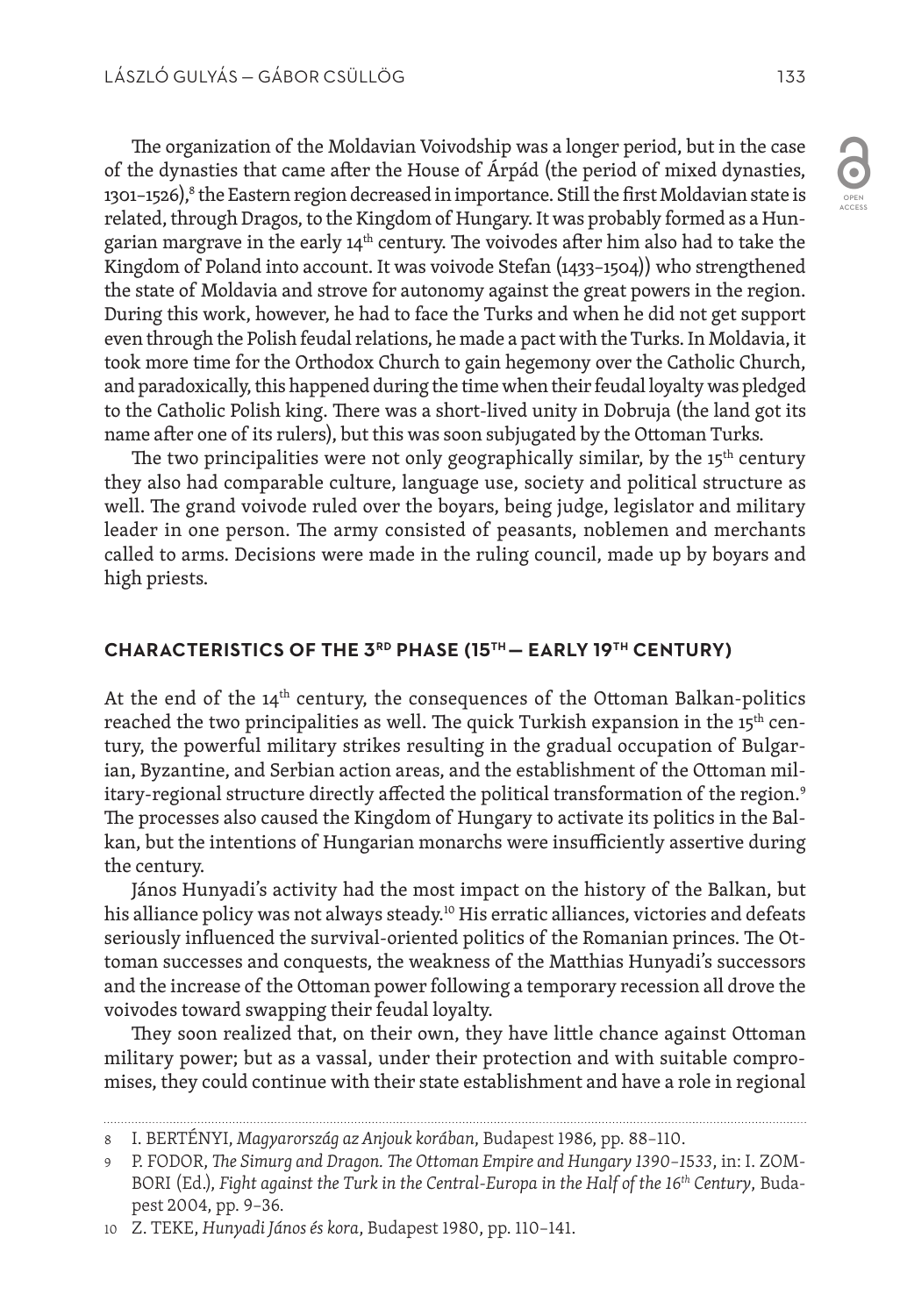The organization of the Moldavian Voivodship was a longer period, but in the case of the dynasties that came after the House of Árpád (the period of mixed dynasties, 1301–1526),[8] the Eastern region decreased in importance. Still the first Moldavian state is related, through Dragos, to the Kingdom of Hungary. It was probably formed as a Hungarian margrave in the early 14th century. The voivodes after him also had to take the Kingdom of Poland into account. It was voivode Stefan (1433–1504)) who strengthened the state of Moldavia and strove for autonomy against the great powers in the region. During this work, however, he had to face the Turks and when he did not get support even through the Polish feudal relations, he made a pact with the Turks. In Moldavia, it took more time for the Orthodox Church to gain hegemony over the Catholic Church, and paradoxically, this happened during the time when their feudal loyalty was pledged to the Catholic Polish king. There was a short-lived unity in Dobruja (the land got its name after one of its rulers), but this was soon subjugated by the Ottoman Turks.

The two principalities were not only geographically similar, by the 15th century they also had comparable culture, language use, society and political structure as well. The grand voivode ruled over the boyars, being judge, legislator and military leader in one person. The army consisted of peasants, noblemen and merchants called to arms. Decisions were made in the ruling council, made up by boyars and high priests.

## CHARACTERISTICS OF THE 3RD PHASE (15TH — EARLY 19TH CENTURY)

At the end of the 14th century, the consequences of the Ottoman Balkan-politics reached the two principalities as well. The quick Turkish expansion in the 15th century, the powerful military strikes resulting in the gradual occupation of Bulgarian, Byzantine, and Serbian action areas, and the establishment of the Ottoman military-regional structure directly affected the political transformation of the region.[9] The processes also caused the Kingdom of Hungary to activate its politics in the Balkan, but the intentions of Hungarian monarchs were insufficiently assertive during the century.

János Hunyadi's activity had the most impact on the history of the Balkan, but his alliance policy was not always steady.[10] His erratic alliances, victories and defeats seriously influenced the survival-oriented politics of the Romanian princes. The Ottoman successes and conquests, the weakness of the Matthias Hunyadi's successors and the increase of the Ottoman power following a temporary recession all drove the voivodes toward swapping their feudal loyalty.

They soon realized that, on their own, they have little chance against Ottoman military power; but as a vassal, under their protection and with suitable compromises, they could continue with their state establishment and have a role in regional

---

8 I. BERTÉNYI, *Magyarország az Anjouk korában*, Budapest 1986, pp. 88–110.

9 P. FODOR, *The Simurg and Dragon. The Ottoman Empire and Hungary 1390–1533*, in: I. ZOMBORI (Ed.), *Fight against the Turk in the Central-Europa in the Half of the 16th Century*, Budapest 2004, pp. 9–36.

10 Z. TEKE, *Hunyadi János és kora*, Budapest 1980, pp. 110–141.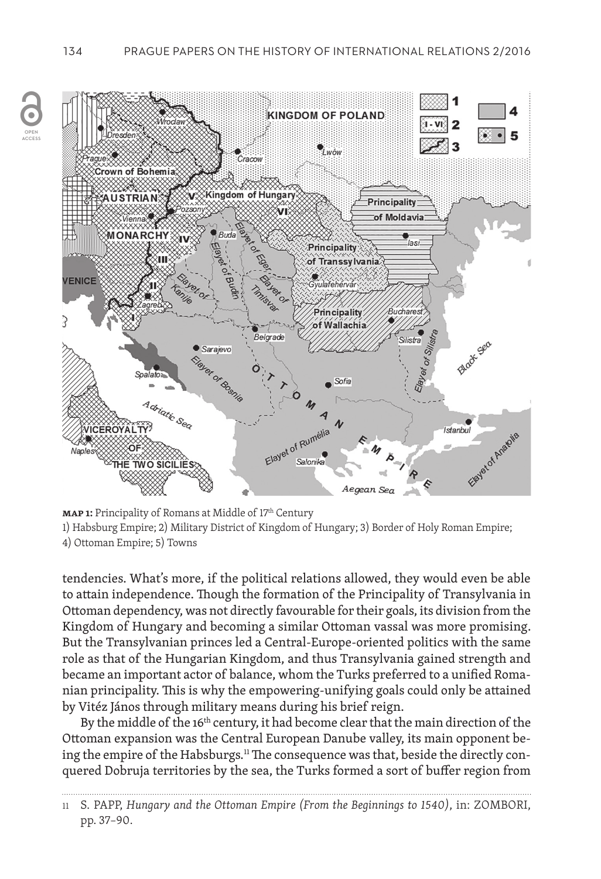**MAP 1:** Principality of Romans at Middle of 17[th] Century
1) Habsburg Empire; 2) Military District of Kingdom of Hungary; 3) Border of Holy Roman Empire; 4) Ottoman Empire; 5) Towns

tendencies. What's more, if the political relations allowed, they would even be able to attain independence. Though the formation of the Principality of Transylvania in Ottoman dependency, was not directly favourable for their goals, its division from the Kingdom of Hungary and becoming a similar Ottoman vassal was more promising. But the Transylvanian princes led a Central-Europe-oriented politics with the same role as that of the Hungarian Kingdom, and thus Transylvania gained strength and became an important actor of balance, whom the Turks preferred to a unified Romanian principality. This is why the empowering-unifying goals could only be attained by Vitéz János through military means during his brief reign.

By the middle of the 16[th] century, it had become clear that the main direction of the Ottoman expansion was the Central European Danube valley, its main opponent being the empire of the Habsburgs.[11] The consequence was that, beside the directly conquered Dobruja territories by the sea, the Turks formed a sort of buffer region from

---

11 S. PAPP, *Hungary and the Ottoman Empire (From the Beginnings to 1540)*, in: ZOMBORI, pp. 37–90.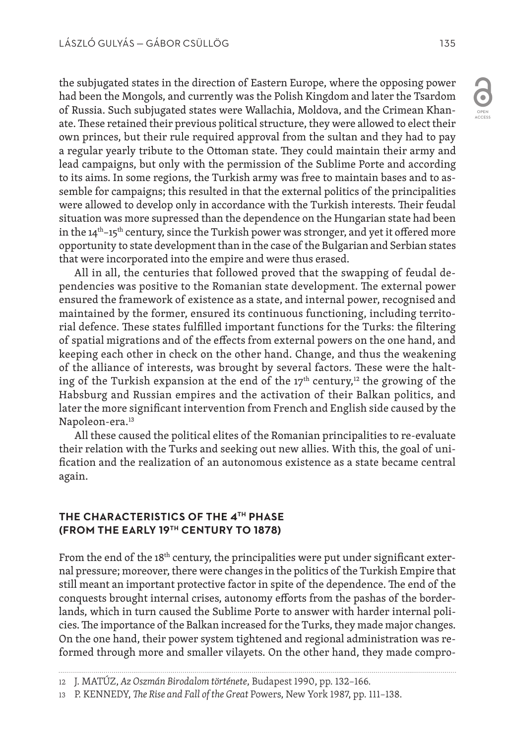the subjugated states in the direction of Eastern Europe, where the opposing power had been the Mongols, and currently was the Polish Kingdom and later the Tsardom of Russia. Such subjugated states were Wallachia, Moldova, and the Crimean Khanate. These retained their previous political structure, they were allowed to elect their own princes, but their rule required approval from the sultan and they had to pay a regular yearly tribute to the Ottoman state. They could maintain their army and lead campaigns, but only with the permission of the Sublime Porte and according to its aims. In some regions, the Turkish army was free to maintain bases and to assemble for campaigns; this resulted in that the external politics of the principalities were allowed to develop only in accordance with the Turkish interests. Their feudal situation was more supressed than the dependence on the Hungarian state had been in the 14th–15th century, since the Turkish power was stronger, and yet it offered more opportunity to state development than in the case of the Bulgarian and Serbian states that were incorporated into the empire and were thus erased.

All in all, the centuries that followed proved that the swapping of feudal dependencies was positive to the Romanian state development. The external power ensured the framework of existence as a state, and internal power, recognised and maintained by the former, ensured its continuous functioning, including territorial defence. These states fulfilled important functions for the Turks: the filtering of spatial migrations and of the effects from external powers on the one hand, and keeping each other in check on the other hand. Change, and thus the weakening of the alliance of interests, was brought by several factors. These were the halting of the Turkish expansion at the end of the 17th century,[12] the growing of the Habsburg and Russian empires and the activation of their Balkan politics, and later the more significant intervention from French and English side caused by the Napoleon-era.[13]

All these caused the political elites of the Romanian principalities to re-evaluate their relation with the Turks and seeking out new allies. With this, the goal of unification and the realization of an autonomous existence as a state became central again.

## THE CHARACTERISTICS OF THE 4TH PHASE (FROM THE EARLY 19TH CENTURY TO 1878)

From the end of the 18th century, the principalities were put under significant external pressure; moreover, there were changes in the politics of the Turkish Empire that still meant an important protective factor in spite of the dependence. The end of the conquests brought internal crises, autonomy efforts from the pashas of the borderlands, which in turn caused the Sublime Porte to answer with harder internal policies. The importance of the Balkan increased for the Turks, they made major changes. On the one hand, their power system tightened and regional administration was reformed through more and smaller vilayets. On the other hand, they made compro-

---

12 J. MATÚZ, *Az Oszmán Birodalom története*, Budapest 1990, pp. 132–166.

13 P. KENNEDY, *The Rise and Fall of the Great* Powers, New York 1987, pp. 111–138.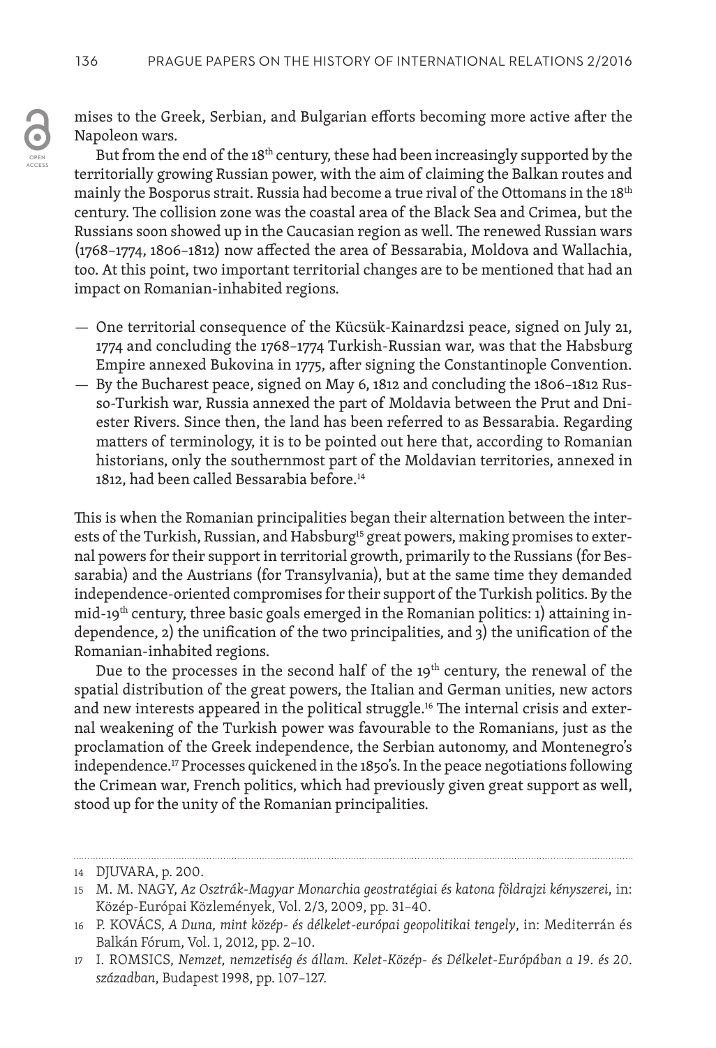mises to the Greek, Serbian, and Bulgarian efforts becoming more active after the Napoleon wars.

But from the end of the 18th century, these had been increasingly supported by the territorially growing Russian power, with the aim of claiming the Balkan routes and mainly the Bosporus strait. Russia had become a true rival of the Ottomans in the 18th century. The collision zone was the coastal area of the Black Sea and Crimea, but the Russians soon showed up in the Caucasian region as well. The renewed Russian wars (1768–1774, 1806–1812) now affected the area of Bessarabia, Moldova and Wallachia, too. At this point, two important territorial changes are to be mentioned that had an impact on Romanian-inhabited regions.

- One territorial consequence of the Kücsük-Kainardzsi peace, signed on July 21, 1774 and concluding the 1768–1774 Turkish-Russian war, was that the Habsburg Empire annexed Bukovina in 1775, after signing the Constantinople Convention.
- By the Bucharest peace, signed on May 6, 1812 and concluding the 1806–1812 Russo-Turkish war, Russia annexed the part of Moldavia between the Prut and Dniester Rivers. Since then, the land has been referred to as Bessarabia. Regarding matters of terminology, it is to be pointed out here that, according to Romanian historians, only the southernmost part of the Moldavian territories, annexed in 1812, had been called Bessarabia before.[14]

This is when the Romanian principalities began their alternation between the interests of the Turkish, Russian, and Habsburg[15] great powers, making promises to external powers for their support in territorial growth, primarily to the Russians (for Bessarabia) and the Austrians (for Transylvania), but at the same time they demanded independence-oriented compromises for their support of the Turkish politics. By the mid-19th century, three basic goals emerged in the Romanian politics: 1) attaining independence, 2) the unification of the two principalities, and 3) the unification of the Romanian-inhabited regions.

Due to the processes in the second half of the 19th century, the renewal of the spatial distribution of the great powers, the Italian and German unities, new actors and new interests appeared in the political struggle.[16] The internal crisis and external weakening of the Turkish power was favourable to the Romanians, just as the proclamation of the Greek independence, the Serbian autonomy, and Montenegro's independence.[17] Processes quickened in the 1850's. In the peace negotiations following the Crimean war, French politics, which had previously given great support as well, stood up for the unity of the Romanian principalities.

---

14 DJUVARA, p. 200.

15 M. M. NAGY, *Az Osztrák-Magyar Monarchia geostratégiai és katona földrajzi kényszerei*, in: Közép-Európai Közlemények, Vol. 2/3, 2009, pp. 31–40.

16 P. KOVÁCS, *A Duna, mint közép- és délkelet-európai geopolitikai tengely*, in: Mediterrán és Balkán Fórum, Vol. 1, 2012, pp. 2–10.

17 I. ROMSICS, *Nemzet, nemzetiség és állam. Kelet-Közép- és Délkelet-Európában a 19. és 20. században*, Budapest 1998, pp. 107–127.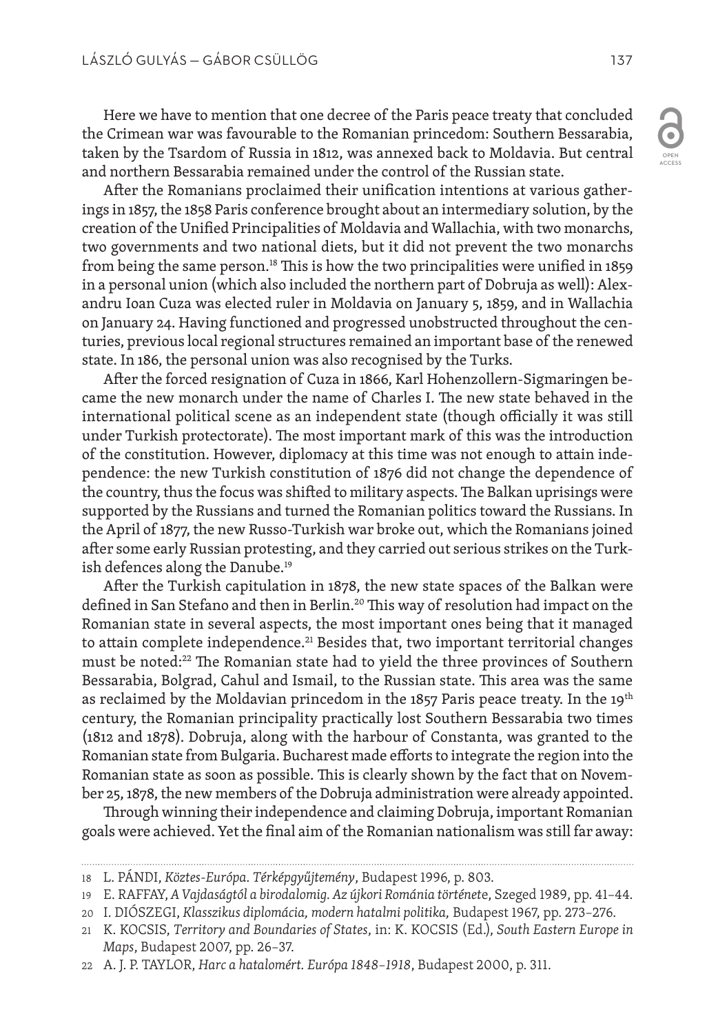Here we have to mention that one decree of the Paris peace treaty that concluded the Crimean war was favourable to the Romanian princedom: Southern Bessarabia, taken by the Tsardom of Russia in 1812, was annexed back to Moldavia. But central and northern Bessarabia remained under the control of the Russian state.

After the Romanians proclaimed their unification intentions at various gatherings in 1857, the 1858 Paris conference brought about an intermediary solution, by the creation of the Unified Principalities of Moldavia and Wallachia, with two monarchs, two governments and two national diets, but it did not prevent the two monarchs from being the same person.[18] This is how the two principalities were unified in 1859 in a personal union (which also included the northern part of Dobruja as well): Alexandru Ioan Cuza was elected ruler in Moldavia on January 5, 1859, and in Wallachia on January 24. Having functioned and progressed unobstructed throughout the centuries, previous local regional structures remained an important base of the renewed state. In 186, the personal union was also recognised by the Turks.

After the forced resignation of Cuza in 1866, Karl Hohenzollern-Sigmaringen became the new monarch under the name of Charles I. The new state behaved in the international political scene as an independent state (though officially it was still under Turkish protectorate). The most important mark of this was the introduction of the constitution. However, diplomacy at this time was not enough to attain independence: the new Turkish constitution of 1876 did not change the dependence of the country, thus the focus was shifted to military aspects. The Balkan uprisings were supported by the Russians and turned the Romanian politics toward the Russians. In the April of 1877, the new Russo-Turkish war broke out, which the Romanians joined after some early Russian protesting, and they carried out serious strikes on the Turkish defences along the Danube.[19]

After the Turkish capitulation in 1878, the new state spaces of the Balkan were defined in San Stefano and then in Berlin.[20] This way of resolution had impact on the Romanian state in several aspects, the most important ones being that it managed to attain complete independence.[21] Besides that, two important territorial changes must be noted:[22] The Romanian state had to yield the three provinces of Southern Bessarabia, Bolgrad, Cahul and Ismail, to the Russian state. This area was the same as reclaimed by the Moldavian princedom in the 1857 Paris peace treaty. In the 19th century, the Romanian principality practically lost Southern Bessarabia two times (1812 and 1878). Dobruja, along with the harbour of Constanta, was granted to the Romanian state from Bulgaria. Bucharest made efforts to integrate the region into the Romanian state as soon as possible. This is clearly shown by the fact that on November 25, 1878, the new members of the Dobruja administration were already appointed.

Through winning their independence and claiming Dobruja, important Romanian goals were achieved. Yet the final aim of the Romanian nationalism was still far away:

---

18 L. PÁNDI, *Köztes-Európa. Térképgyűjtemény*, Budapest 1996, p. 803.

19 E. RAFFAY, *A Vajdaságtól a birodalomig. Az újkori Románia történet*e, Szeged 1989, pp. 41–44.

20 I. DIÓSZEGI, *Klasszikus diplomácia, modern hatalmi politika,* Budapest 1967, pp. 273–276.

21 K. KOCSIS, *Territory and Boundaries of States*, in: K. KOCSIS (Ed.), *South Eastern Europe in Maps*, Budapest 2007, pp. 26–37.

22 A. J. P. TAYLOR, *Harc a hatalomért. Európa 1848–1918*, Budapest 2000, p. 311.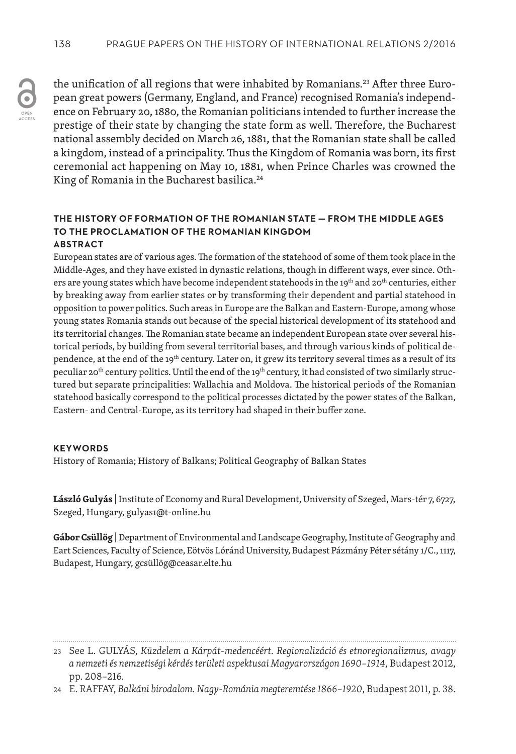the unification of all regions that were inhabited by Romanians.[23] After three European great powers (Germany, England, and France) recognised Romania's independence on February 20, 1880, the Romanian politicians intended to further increase the prestige of their state by changing the state form as well. Therefore, the Bucharest national assembly decided on March 26, 1881, that the Romanian state shall be called a kingdom, instead of a principality. Thus the Kingdom of Romania was born, its first ceremonial act happening on May 10, 1881, when Prince Charles was crowned the King of Romania in the Bucharest basilica.[24]

### THE HISTORY OF FORMATION OF THE ROMANIAN STATE — FROM THE MIDDLE AGES TO THE PROCLAMATION OF THE ROMANIAN KINGDOM

#### ABSTRACT

European states are of various ages. The formation of the statehood of some of them took place in the Middle-Ages, and they have existed in dynastic relations, though in different ways, ever since. Others are young states which have become independent statehoods in the 19th and 20th centuries, either by breaking away from earlier states or by transforming their dependent and partial statehood in opposition to power politics. Such areas in Europe are the Balkan and Eastern-Europe, among whose young states Romania stands out because of the special historical development of its statehood and its territorial changes. The Romanian state became an independent European state over several historical periods, by building from several territorial bases, and through various kinds of political dependence, at the end of the 19th century. Later on, it grew its territory several times as a result of its peculiar 20th century politics. Until the end of the 19th century, it had consisted of two similarly structured but separate principalities: Wallachia and Moldova. The historical periods of the Romanian statehood basically correspond to the political processes dictated by the power states of the Balkan, Eastern- and Central-Europe, as its territory had shaped in their buffer zone.

#### KEYWORDS

History of Romania; History of Balkans; Political Geography of Balkan States

**László Gulyás** | Institute of Economy and Rural Development, University of Szeged, Mars-tér 7, 6727, Szeged, Hungary, gulyas1@t-online.hu

**Gábor Csüllög** | Department of Environmental and Landscape Geography, Institute of Geography and Eart Sciences, Faculty of Science, Eötvös Lóránd University, Budapest Pázmány Péter sétány 1/C., 1117, Budapest, Hungary, gcsüllög@ceasar.elte.hu

---

23 See L. GULYÁS, *Küzdelem a Kárpát-medencéért. Regionalizáció és etnoregionalizmus, avagy a nemzeti és nemzetiségi kérdés területi aspektusai Magyarországon 1690–1914*, Budapest 2012, pp. 208–216.

24 E. RAFFAY, *Balkáni birodalom. Nagy-Románia megteremtése 1866–1920*, Budapest 2011, p. 38.